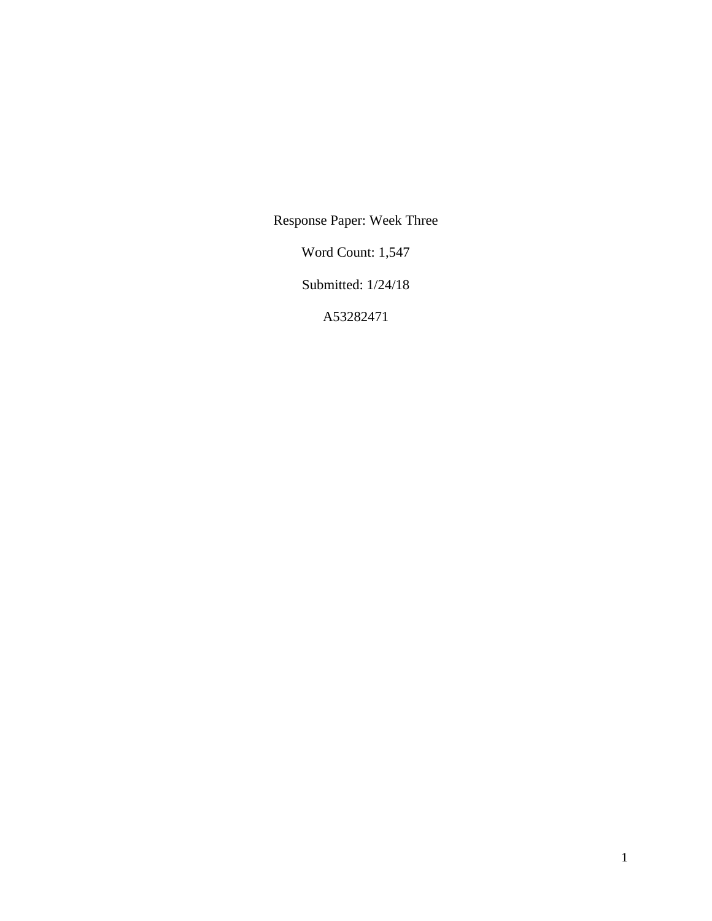Response Paper: Week Three

Word Count: 1,547

Submitted: 1/24/18

A53282471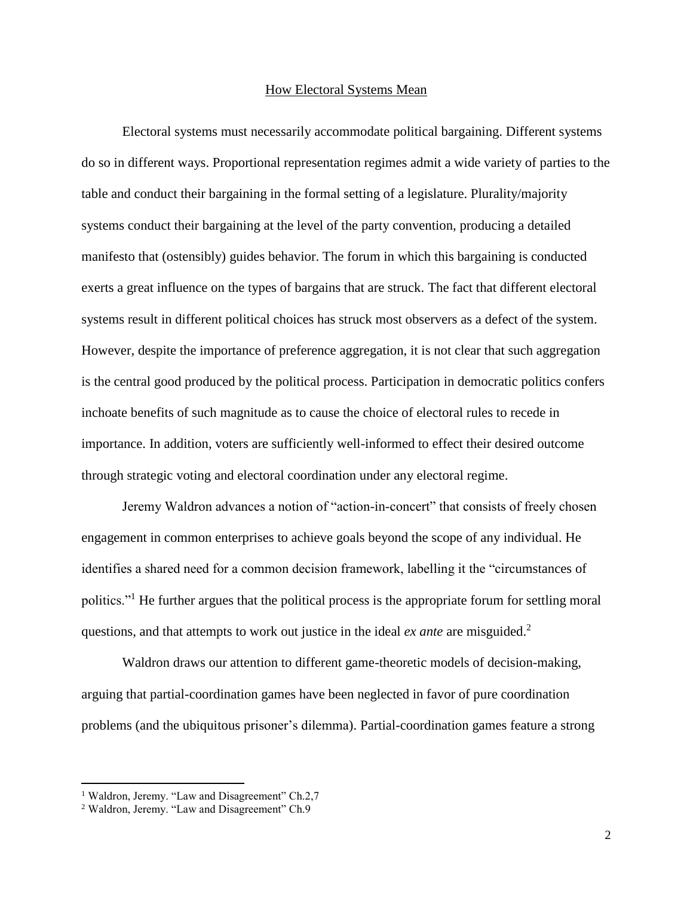# How Electoral Systems Mean

Electoral systems must necessarily accommodate political bargaining. Different systems do so in different ways. Proportional representation regimes admit a wide variety of parties to the table and conduct their bargaining in the formal setting of a legislature. Plurality/majority systems conduct their bargaining at the level of the party convention, producing a detailed manifesto that (ostensibly) guides behavior. The forum in which this bargaining is conducted exerts a great influence on the types of bargains that are struck. The fact that different electoral systems result in different political choices has struck most observers as a defect of the system. However, despite the importance of preference aggregation, it is not clear that such aggregation is the central good produced by the political process. Participation in democratic politics confers inchoate benefits of such magnitude as to cause the choice of electoral rules to recede in importance. In addition, voters are sufficiently well-informed to effect their desired outcome through strategic voting and electoral coordination under any electoral regime.

Jeremy Waldron advances a notion of "action-in-concert" that consists of freely chosen engagement in common enterprises to achieve goals beyond the scope of any individual. He identifies a shared need for a common decision framework, labelling it the "circumstances of politics."[1] He further argues that the political process is the appropriate forum for settling moral questions, and that attempts to work out justice in the ideal *ex ante* are misguided.[2]

Waldron draws our attention to different game-theoretic models of decision-making, arguing that partial-coordination games have been neglected in favor of pure coordination problems (and the ubiquitous prisoner's dilemma). Partial-coordination games feature a strong

---

[1] Waldron, Jeremy. "Law and Disagreement" Ch.2,7

[2] Waldron, Jeremy. "Law and Disagreement" Ch.9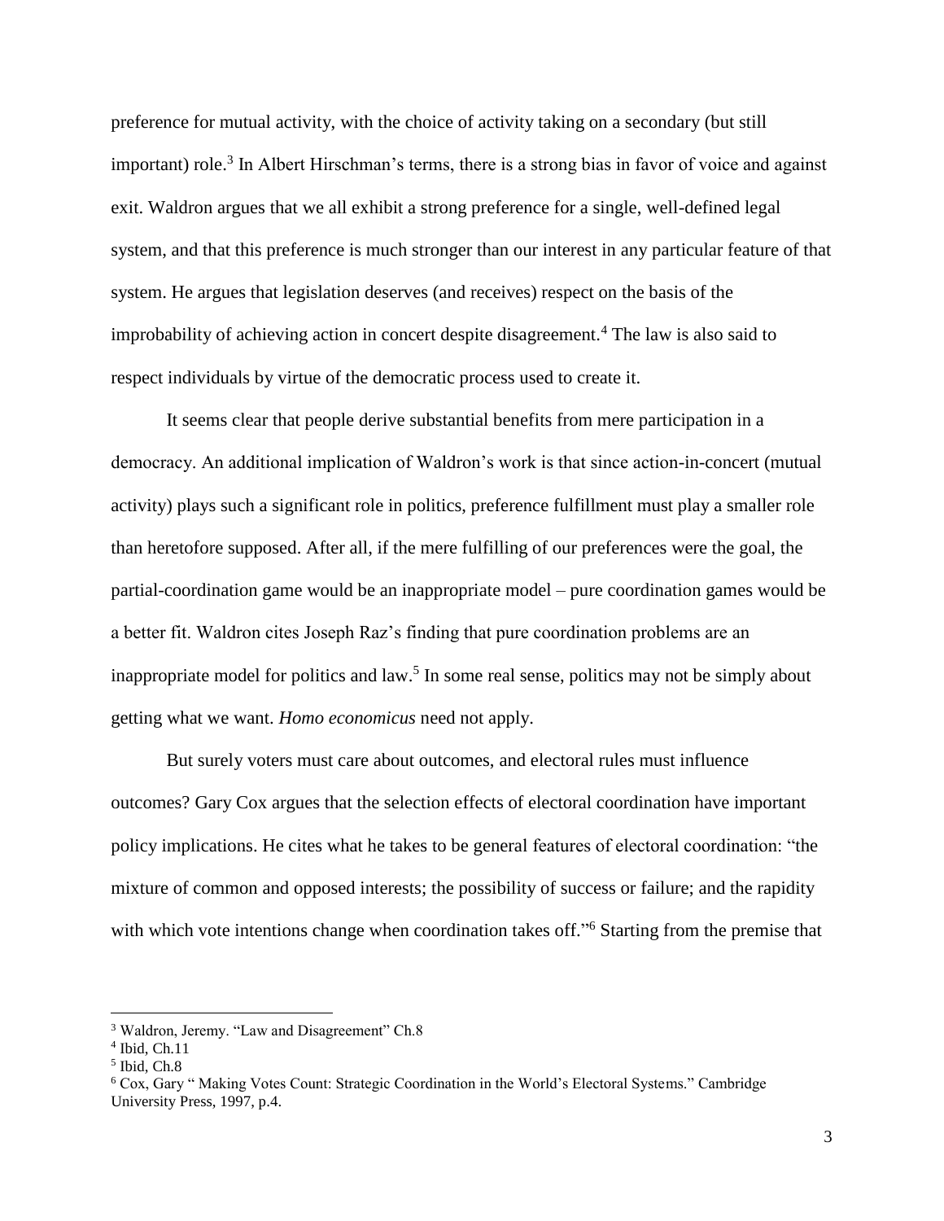preference for mutual activity, with the choice of activity taking on a secondary (but still important) role.[3] In Albert Hirschman's terms, there is a strong bias in favor of voice and against exit. Waldron argues that we all exhibit a strong preference for a single, well-defined legal system, and that this preference is much stronger than our interest in any particular feature of that system. He argues that legislation deserves (and receives) respect on the basis of the improbability of achieving action in concert despite disagreement.[4] The law is also said to respect individuals by virtue of the democratic process used to create it.

It seems clear that people derive substantial benefits from mere participation in a democracy. An additional implication of Waldron's work is that since action-in-concert (mutual activity) plays such a significant role in politics, preference fulfillment must play a smaller role than heretofore supposed. After all, if the mere fulfilling of our preferences were the goal, the partial-coordination game would be an inappropriate model – pure coordination games would be a better fit. Waldron cites Joseph Raz's finding that pure coordination problems are an inappropriate model for politics and law.[5] In some real sense, politics may not be simply about getting what we want. *Homo economicus* need not apply.

But surely voters must care about outcomes, and electoral rules must influence outcomes? Gary Cox argues that the selection effects of electoral coordination have important policy implications. He cites what he takes to be general features of electoral coordination: "the mixture of common and opposed interests; the possibility of success or failure; and the rapidity with which vote intentions change when coordination takes off."[6] Starting from the premise that

---

[3] Waldron, Jeremy. "Law and Disagreement" Ch.8

[4] Ibid, Ch.11

[5] Ibid, Ch.8

[6] Cox, Gary " Making Votes Count: Strategic Coordination in the World's Electoral Systems." Cambridge University Press, 1997, p.4.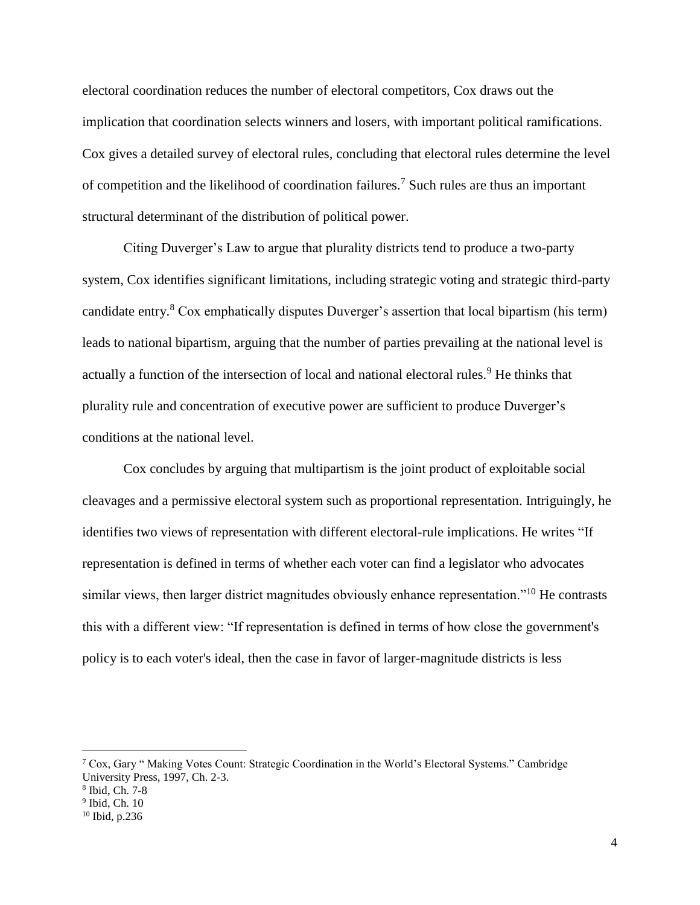electoral coordination reduces the number of electoral competitors, Cox draws out the implication that coordination selects winners and losers, with important political ramifications. Cox gives a detailed survey of electoral rules, concluding that electoral rules determine the level of competition and the likelihood of coordination failures.[7] Such rules are thus an important structural determinant of the distribution of political power.

Citing Duverger's Law to argue that plurality districts tend to produce a two-party system, Cox identifies significant limitations, including strategic voting and strategic third-party candidate entry.[8] Cox emphatically disputes Duverger's assertion that local bipartism (his term) leads to national bipartism, arguing that the number of parties prevailing at the national level is actually a function of the intersection of local and national electoral rules.[9] He thinks that plurality rule and concentration of executive power are sufficient to produce Duverger's conditions at the national level.

Cox concludes by arguing that multipartism is the joint product of exploitable social cleavages and a permissive electoral system such as proportional representation. Intriguingly, he identifies two views of representation with different electoral-rule implications. He writes "If representation is defined in terms of whether each voter can find a legislator who advocates similar views, then larger district magnitudes obviously enhance representation."[10] He contrasts this with a different view: "If representation is defined in terms of how close the government's policy is to each voter's ideal, then the case in favor of larger-magnitude districts is less

---

[7] Cox, Gary " Making Votes Count: Strategic Coordination in the World's Electoral Systems." Cambridge University Press, 1997, Ch. 2-3.

[8] Ibid, Ch. 7-8

[9] Ibid, Ch. 10

[10] Ibid, p.236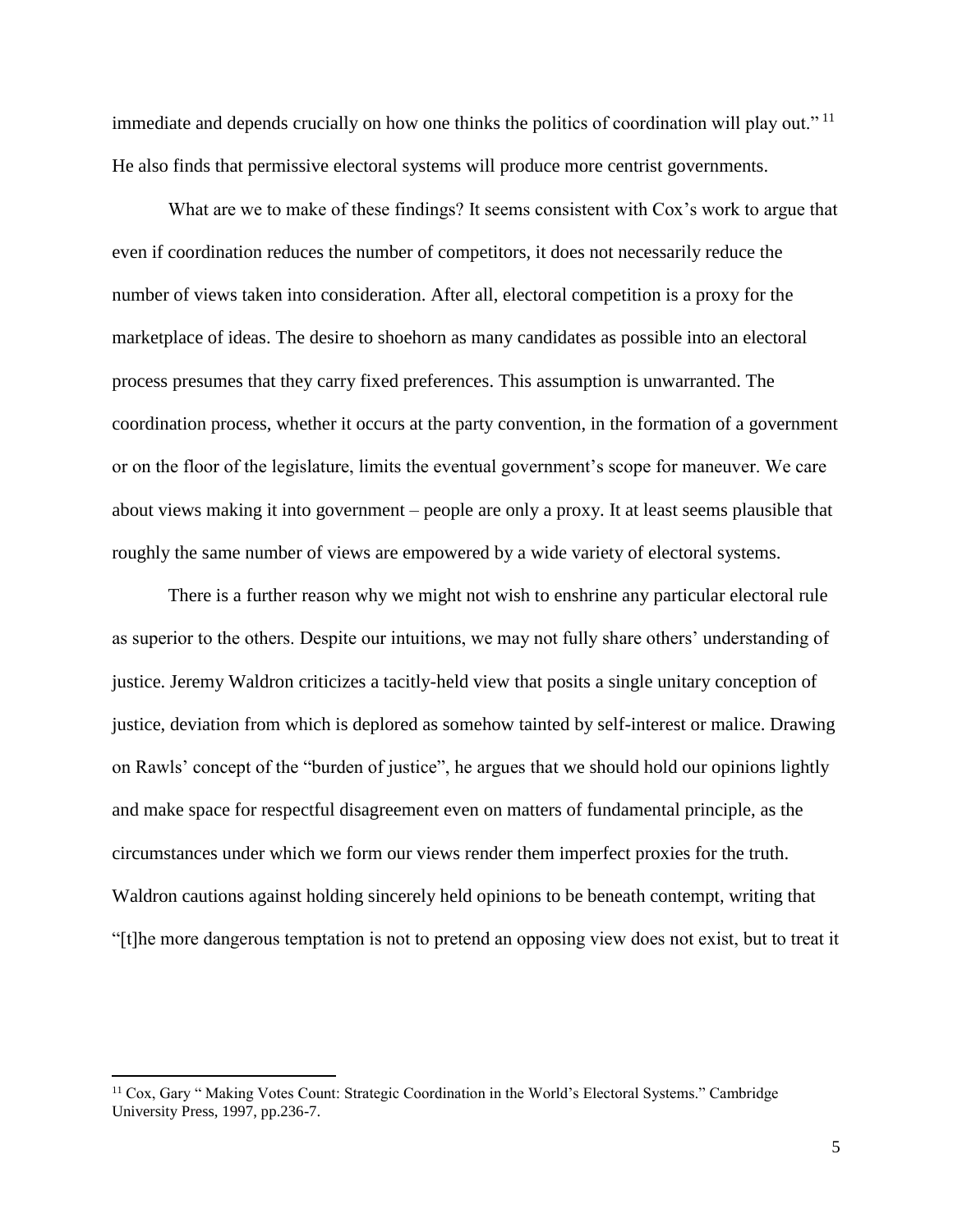immediate and depends crucially on how one thinks the politics of coordination will play out."[11] He also finds that permissive electoral systems will produce more centrist governments.

What are we to make of these findings? It seems consistent with Cox's work to argue that even if coordination reduces the number of competitors, it does not necessarily reduce the number of views taken into consideration. After all, electoral competition is a proxy for the marketplace of ideas. The desire to shoehorn as many candidates as possible into an electoral process presumes that they carry fixed preferences. This assumption is unwarranted. The coordination process, whether it occurs at the party convention, in the formation of a government or on the floor of the legislature, limits the eventual government's scope for maneuver. We care about views making it into government – people are only a proxy. It at least seems plausible that roughly the same number of views are empowered by a wide variety of electoral systems.

There is a further reason why we might not wish to enshrine any particular electoral rule as superior to the others. Despite our intuitions, we may not fully share others' understanding of justice. Jeremy Waldron criticizes a tacitly-held view that posits a single unitary conception of justice, deviation from which is deplored as somehow tainted by self-interest or malice. Drawing on Rawls' concept of the "burden of justice", he argues that we should hold our opinions lightly and make space for respectful disagreement even on matters of fundamental principle, as the circumstances under which we form our views render them imperfect proxies for the truth. Waldron cautions against holding sincerely held opinions to be beneath contempt, writing that "[t]he more dangerous temptation is not to pretend an opposing view does not exist, but to treat it

[11] Cox, Gary " Making Votes Count: Strategic Coordination in the World's Electoral Systems." Cambridge University Press, 1997, pp.236-7.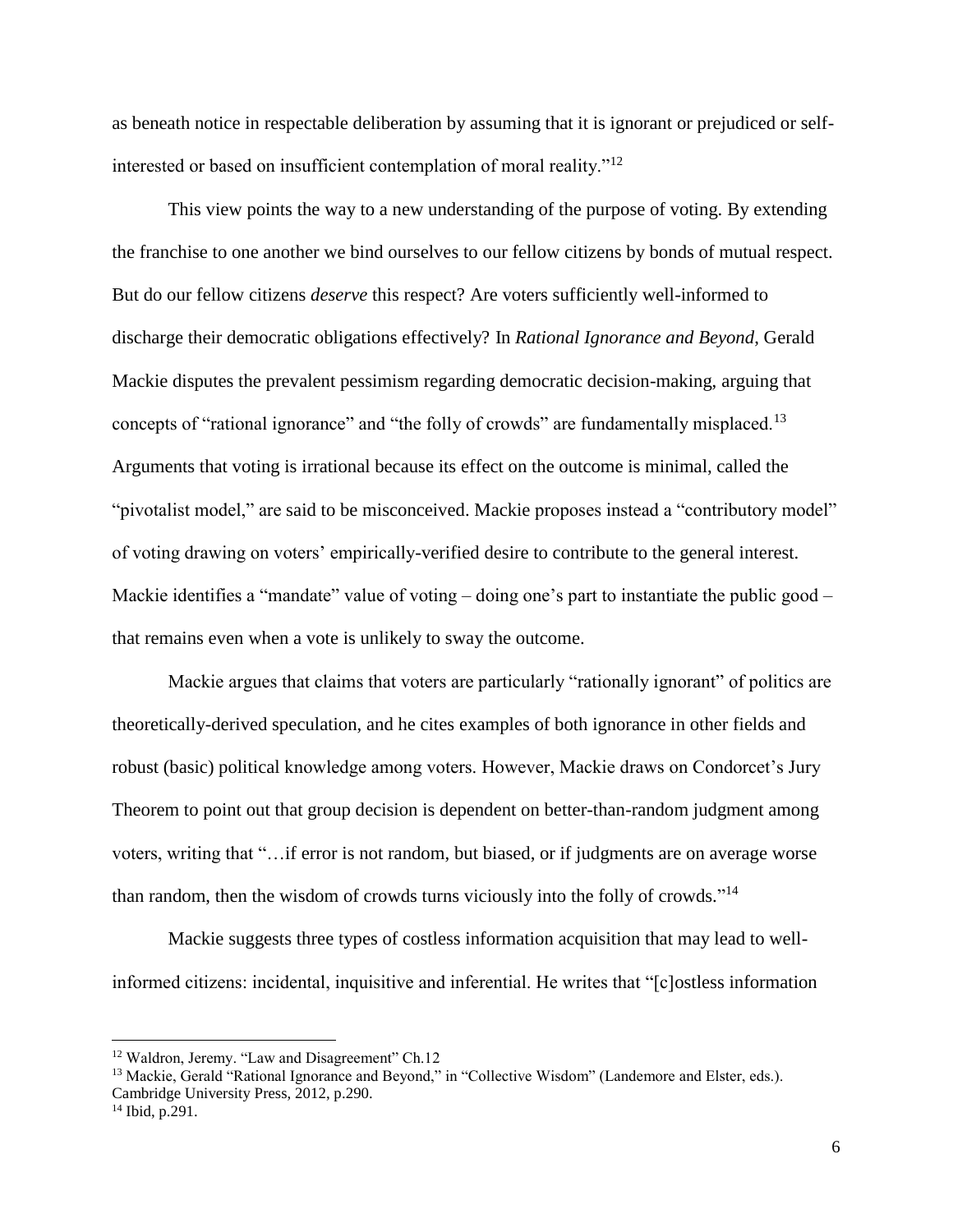as beneath notice in respectable deliberation by assuming that it is ignorant or prejudiced or self-interested or based on insufficient contemplation of moral reality."[12]

This view points the way to a new understanding of the purpose of voting. By extending the franchise to one another we bind ourselves to our fellow citizens by bonds of mutual respect. But do our fellow citizens *deserve* this respect? Are voters sufficiently well-informed to discharge their democratic obligations effectively? In *Rational Ignorance and Beyond*, Gerald Mackie disputes the prevalent pessimism regarding democratic decision-making, arguing that concepts of "rational ignorance" and "the folly of crowds" are fundamentally misplaced.[13] Arguments that voting is irrational because its effect on the outcome is minimal, called the "pivotalist model," are said to be misconceived. Mackie proposes instead a "contributory model" of voting drawing on voters' empirically-verified desire to contribute to the general interest. Mackie identifies a "mandate" value of voting – doing one's part to instantiate the public good – that remains even when a vote is unlikely to sway the outcome.

Mackie argues that claims that voters are particularly "rationally ignorant" of politics are theoretically-derived speculation, and he cites examples of both ignorance in other fields and robust (basic) political knowledge among voters. However, Mackie draws on Condorcet's Jury Theorem to point out that group decision is dependent on better-than-random judgment among voters, writing that "…if error is not random, but biased, or if judgments are on average worse than random, then the wisdom of crowds turns viciously into the folly of crowds."[14]

Mackie suggests three types of costless information acquisition that may lead to well-informed citizens: incidental, inquisitive and inferential. He writes that "[c]ostless information

---

[12] Waldron, Jeremy. "Law and Disagreement" Ch.12

[13] Mackie, Gerald "Rational Ignorance and Beyond," in "Collective Wisdom" (Landemore and Elster, eds.). Cambridge University Press, 2012, p.290.

[14] Ibid, p.291.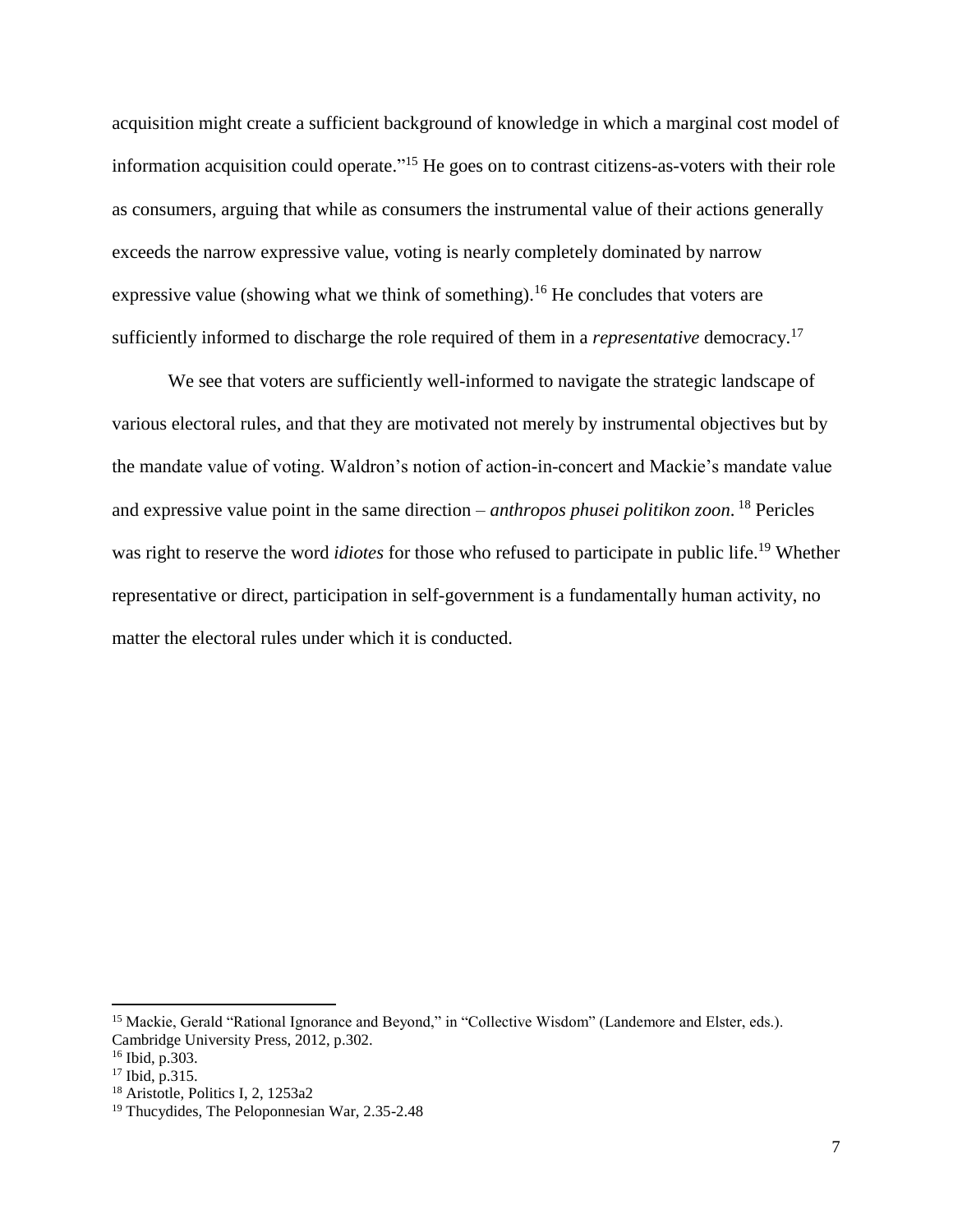acquisition might create a sufficient background of knowledge in which a marginal cost model of information acquisition could operate."[15] He goes on to contrast citizens-as-voters with their role as consumers, arguing that while as consumers the instrumental value of their actions generally exceeds the narrow expressive value, voting is nearly completely dominated by narrow expressive value (showing what we think of something).[16] He concludes that voters are sufficiently informed to discharge the role required of them in a *representative* democracy.[17]

We see that voters are sufficiently well-informed to navigate the strategic landscape of various electoral rules, and that they are motivated not merely by instrumental objectives but by the mandate value of voting. Waldron's notion of action-in-concert and Mackie's mandate value and expressive value point in the same direction – *anthropos phusei politikon zoon*.[18] Pericles was right to reserve the word *idiotes* for those who refused to participate in public life.[19] Whether representative or direct, participation in self-government is a fundamentally human activity, no matter the electoral rules under which it is conducted.

---

[15] Mackie, Gerald "Rational Ignorance and Beyond," in "Collective Wisdom" (Landemore and Elster, eds.). Cambridge University Press, 2012, p.302.

[16] Ibid, p.303.

[17] Ibid, p.315.

[18] Aristotle, Politics I, 2, 1253a2

[19] Thucydides, The Peloponnesian War, 2.35-2.48